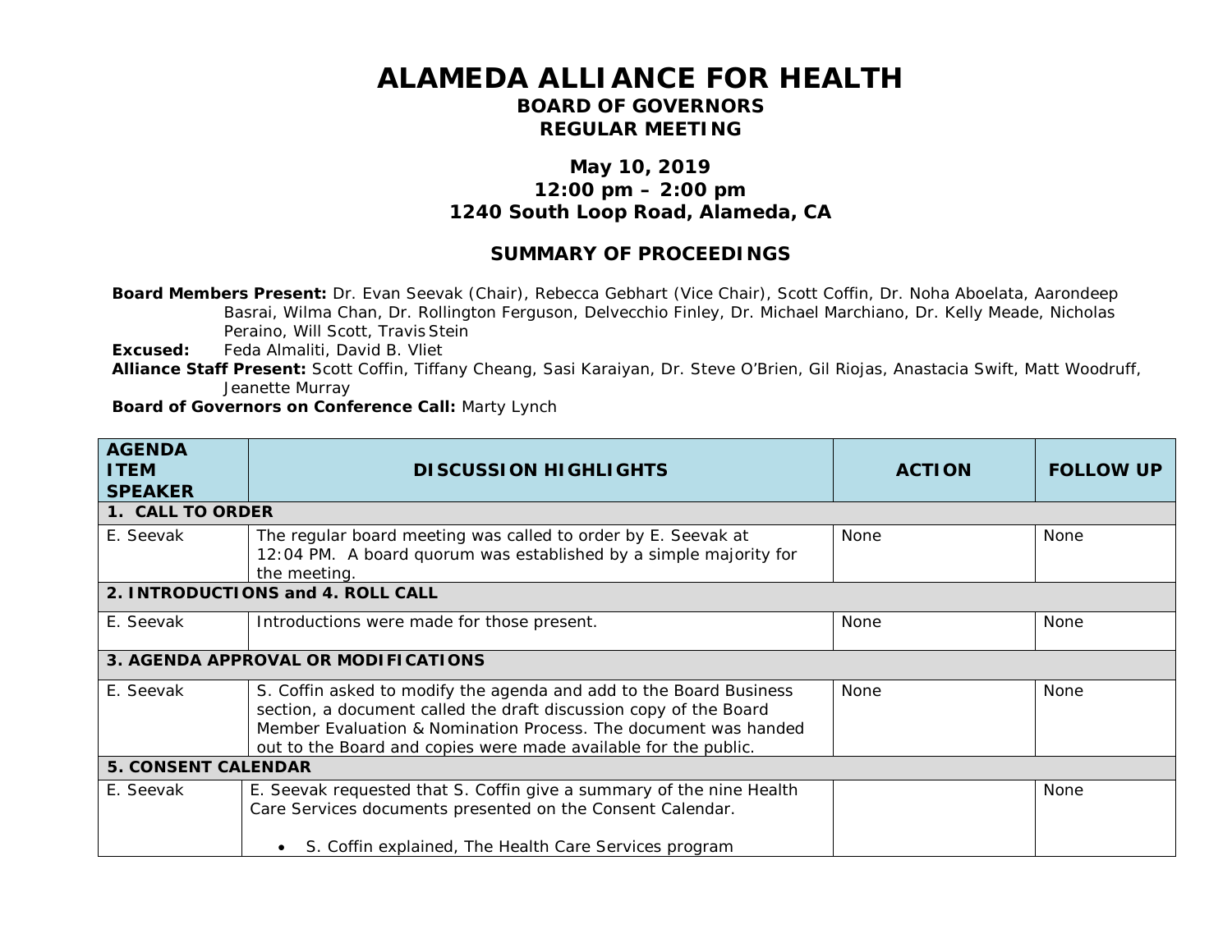# ALAMEDA ALLIANCE FOR HEALTH

## BOARD OF GOVERNORS
## REGULAR MEETING

### May 10, 2019
### 12:00 pm – 2:00 pm
### 1240 South Loop Road, Alameda, CA

### SUMMARY OF PROCEEDINGS

**Board Members Present:** Dr. Evan Seevak (Chair), Rebecca Gebhart (Vice Chair), Scott Coffin, Dr. Noha Aboelata, Aarondeep Basrai, Wilma Chan, Dr. Rollington Ferguson, Delvecchio Finley, Dr. Michael Marchiano, Dr. Kelly Meade, Nicholas Peraino, Will Scott, Travis Stein

**Excused:** Feda Almaliti, David B. Vliet

**Alliance Staff Present:** Scott Coffin, Tiffany Cheang, Sasi Karaiyan, Dr. Steve O'Brien, Gil Riojas, Anastacia Swift, Matt Woodruff, Jeanette Murray

**Board of Governors on Conference Call:** Marty Lynch

| AGENDA ITEM SPEAKER | DISCUSSION HIGHLIGHTS | ACTION | FOLLOW UP |
|---|---|---|---|
| **1. CALL TO ORDER** | | | |
| E. Seevak | The regular board meeting was called to order by E. Seevak at 12:04 PM. A board quorum was established by a simple majority for the meeting. | None | None |
| **2. INTRODUCTIONS and 4. ROLL CALL** | | | |
| E. Seevak | Introductions were made for those present. | None | None |
| **3. AGENDA APPROVAL OR MODIFICATIONS** | | | |
| E. Seevak | S. Coffin asked to modify the agenda and add to the Board Business section, a document called the draft discussion copy of the Board Member Evaluation & Nomination Process. The document was handed out to the Board and copies were made available for the public. | None | None |
| **5. CONSENT CALENDAR** | | | |
| E. Seevak | E. Seevak requested that S. Coffin give a summary of the nine Health Care Services documents presented on the Consent Calendar.<br><br>• S. Coffin explained, The Health Care Services program | | None |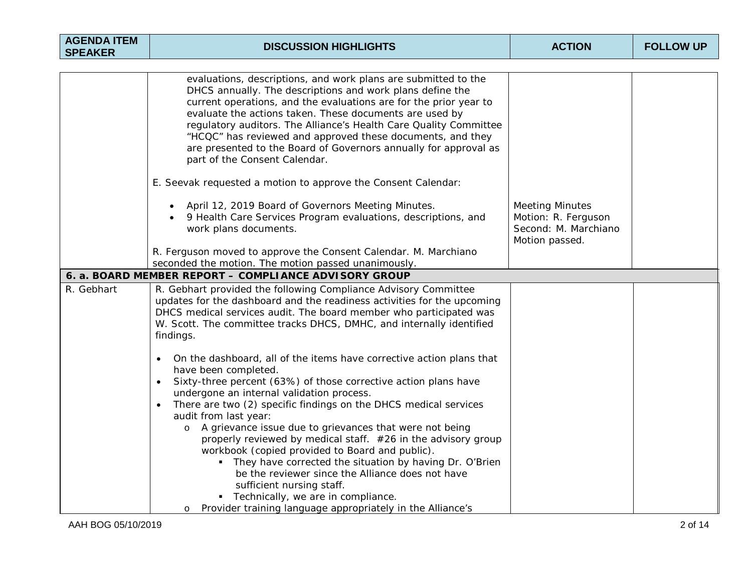| AGENDA ITEM SPEAKER | DISCUSSION HIGHLIGHTS | ACTION | FOLLOW UP |
|---|---|---|---|
| | evaluations, descriptions, and work plans are submitted to the DHCS annually. The descriptions and work plans define the current operations, and the evaluations are for the prior year to evaluate the actions taken. These documents are used by regulatory auditors. The Alliance's Health Care Quality Committee "HCQC" has reviewed and approved these documents, and they are presented to the Board of Governors annually for approval as part of the Consent Calendar.<br><br>E. Seevak requested a motion to approve the Consent Calendar:<br><br>• April 12, 2019 Board of Governors Meeting Minutes.<br>• 9 Health Care Services Program evaluations, descriptions, and work plans documents.<br><br>R. Ferguson moved to approve the Consent Calendar. M. Marchiano seconded the motion. The motion passed unanimously. | Meeting Minutes<br>Motion: R. Ferguson<br>Second: M. Marchiano<br>Motion passed. | |
| **6. a. BOARD MEMBER REPORT – COMPLIANCE ADVISORY GROUP** | | | |
| R. Gebhart | R. Gebhart provided the following Compliance Advisory Committee updates for the dashboard and the readiness activities for the upcoming DHCS medical services audit. The board member who participated was W. Scott. The committee tracks DHCS, DMHC, and internally identified findings.<br><br>• On the dashboard, all of the items have corrective action plans that have been completed.<br>• Sixty-three percent (63%) of those corrective action plans have undergone an internal validation process.<br>• There are two (2) specific findings on the DHCS medical services audit from last year:<br>  o A grievance issue due to grievances that were not being properly reviewed by medical staff. #26 in the advisory group workbook (copied provided to Board and public).<br>    ▪ They have corrected the situation by having Dr. O'Brien be the reviewer since the Alliance does not have sufficient nursing staff.<br>    ▪ Technically, we are in compliance.<br>  o Provider training language appropriately in the Alliance's | | |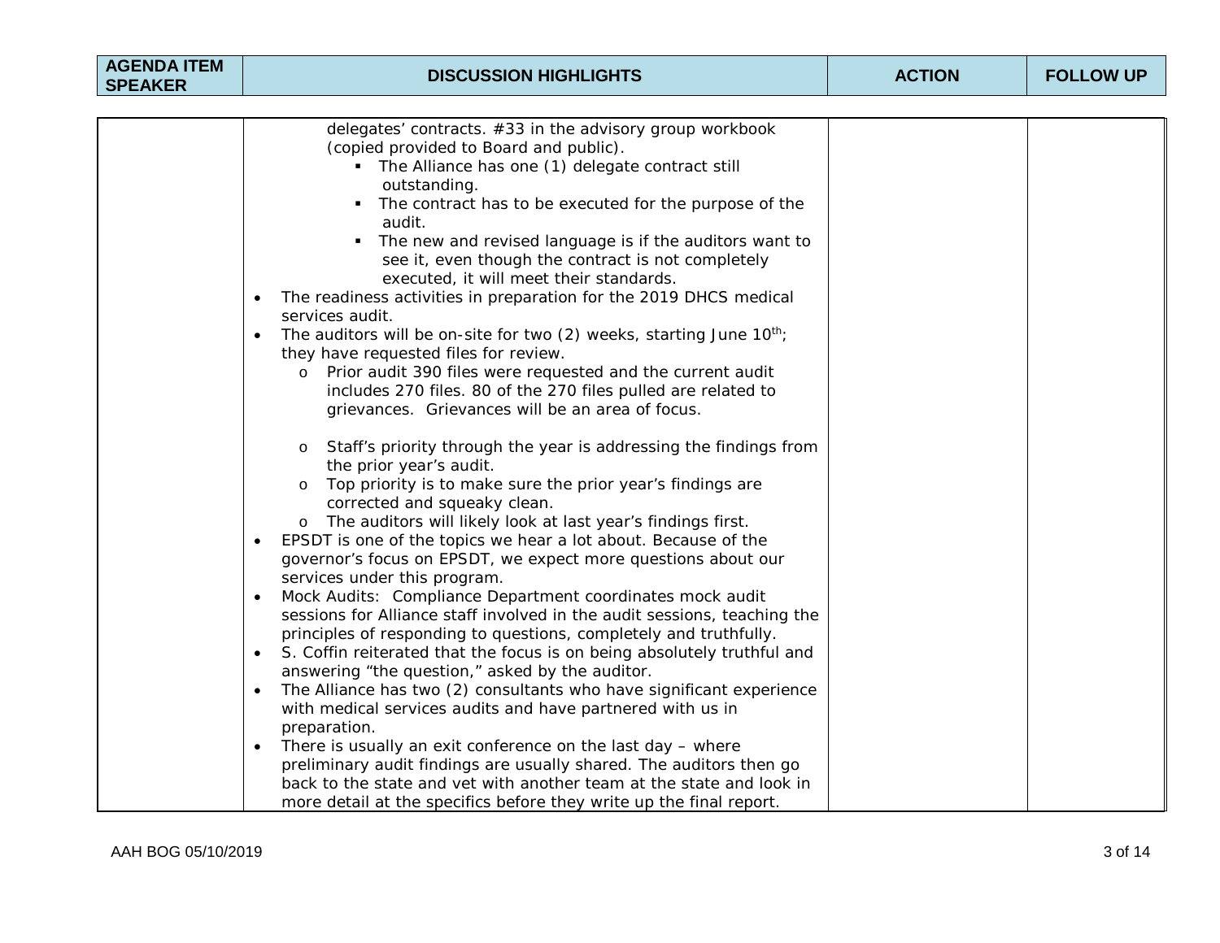| AGENDA ITEM SPEAKER | DISCUSSION HIGHLIGHTS | ACTION | FOLLOW UP |
|---|---|---|---|
| | delegates' contracts. #33 in the advisory group workbook (copied provided to Board and public).<br>▪ The Alliance has one (1) delegate contract still outstanding.<br>▪ The contract has to be executed for the purpose of the audit.<br>▪ The new and revised language is if the auditors want to see it, even though the contract is not completely executed, it will meet their standards.<br>• The readiness activities in preparation for the 2019 DHCS medical services audit.<br>• The auditors will be on-site for two (2) weeks, starting June 10th; they have requested files for review.<br>o Prior audit 390 files were requested and the current audit includes 270 files. 80 of the 270 files pulled are related to grievances. Grievances will be an area of focus.<br>o Staff's priority through the year is addressing the findings from the prior year's audit.<br>o Top priority is to make sure the prior year's findings are corrected and squeaky clean.<br>o The auditors will likely look at last year's findings first.<br>• EPSDT is one of the topics we hear a lot about. Because of the governor's focus on EPSDT, we expect more questions about our services under this program.<br>• Mock Audits: Compliance Department coordinates mock audit sessions for Alliance staff involved in the audit sessions, teaching the principles of responding to questions, completely and truthfully.<br>• S. Coffin reiterated that the focus is on being absolutely truthful and answering "the question," asked by the auditor.<br>• The Alliance has two (2) consultants who have significant experience with medical services audits and have partnered with us in preparation.<br>• There is usually an exit conference on the last day – where preliminary audit findings are usually shared. The auditors then go back to the state and vet with another team at the state and look in more detail at the specifics before they write up the final report. | | |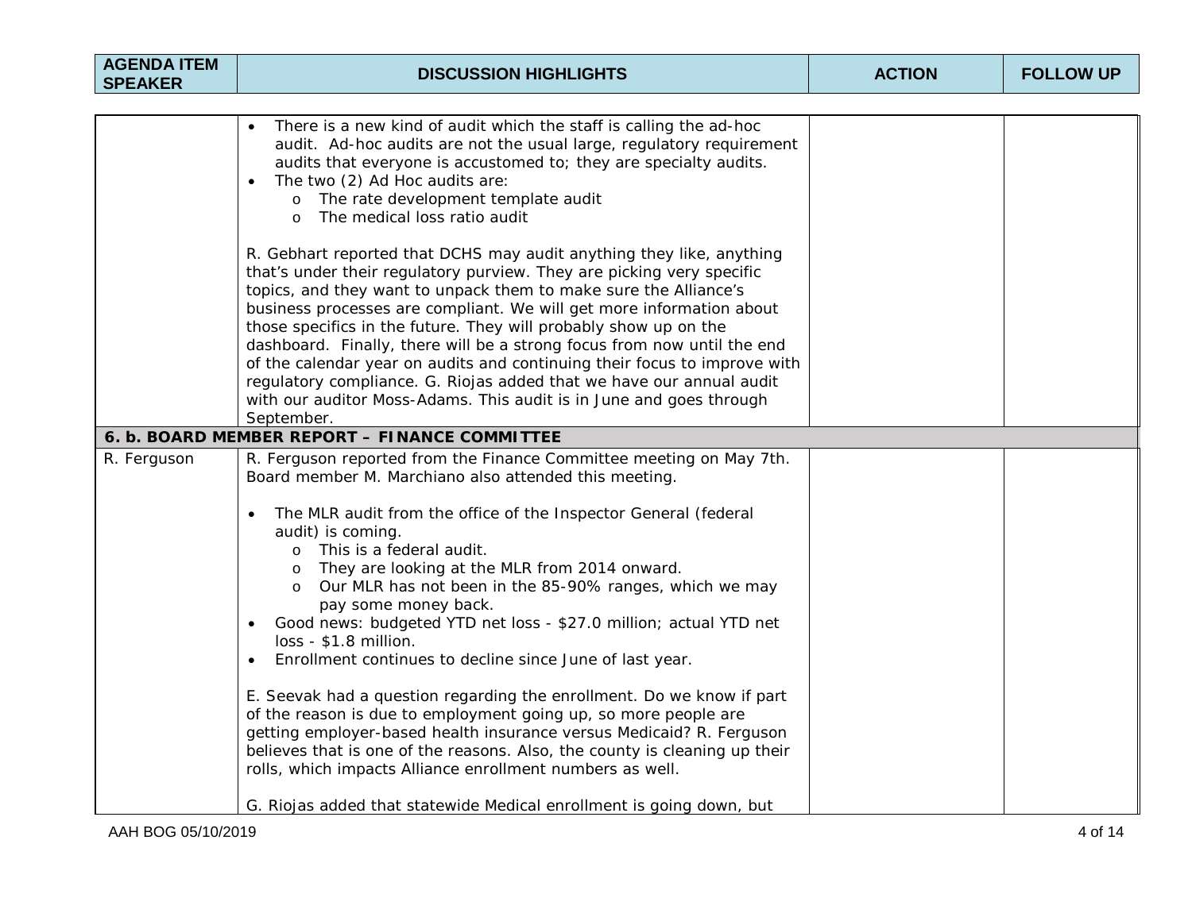| AGENDA ITEM SPEAKER | DISCUSSION HIGHLIGHTS | ACTION | FOLLOW UP |
|---|---|---|---|
| | • There is a new kind of audit which the staff is calling the ad-hoc audit. Ad-hoc audits are not the usual large, regulatory requirement audits that everyone is accustomed to; they are specialty audits.<br>• The two (2) Ad Hoc audits are:<br>  o The rate development template audit<br>  o The medical loss ratio audit<br><br>R. Gebhart reported that DCHS may audit anything they like, anything that's under their regulatory purview. They are picking very specific topics, and they want to unpack them to make sure the Alliance's business processes are compliant. We will get more information about those specifics in the future. They will probably show up on the dashboard. Finally, there will be a strong focus from now until the end of the calendar year on audits and continuing their focus to improve with regulatory compliance. G. Riojas added that we have our annual audit with our auditor Moss-Adams. This audit is in June and goes through September. | | |
| **6. b. BOARD MEMBER REPORT – FINANCE COMMITTEE** | | | |
| R. Ferguson | R. Ferguson reported from the Finance Committee meeting on May 7th. Board member M. Marchiano also attended this meeting.<br><br>• The MLR audit from the office of the Inspector General (federal audit) is coming.<br>  o This is a federal audit.<br>  o They are looking at the MLR from 2014 onward.<br>  o Our MLR has not been in the 85-90% ranges, which we may pay some money back.<br>• Good news: budgeted YTD net loss - $27.0 million; actual YTD net loss - $1.8 million.<br>• Enrollment continues to decline since June of last year.<br><br>E. Seevak had a question regarding the enrollment. Do we know if part of the reason is due to employment going up, so more people are getting employer-based health insurance versus Medicaid? R. Ferguson believes that is one of the reasons. Also, the county is cleaning up their rolls, which impacts Alliance enrollment numbers as well.<br><br>G. Riojas added that statewide Medical enrollment is going down, but | | |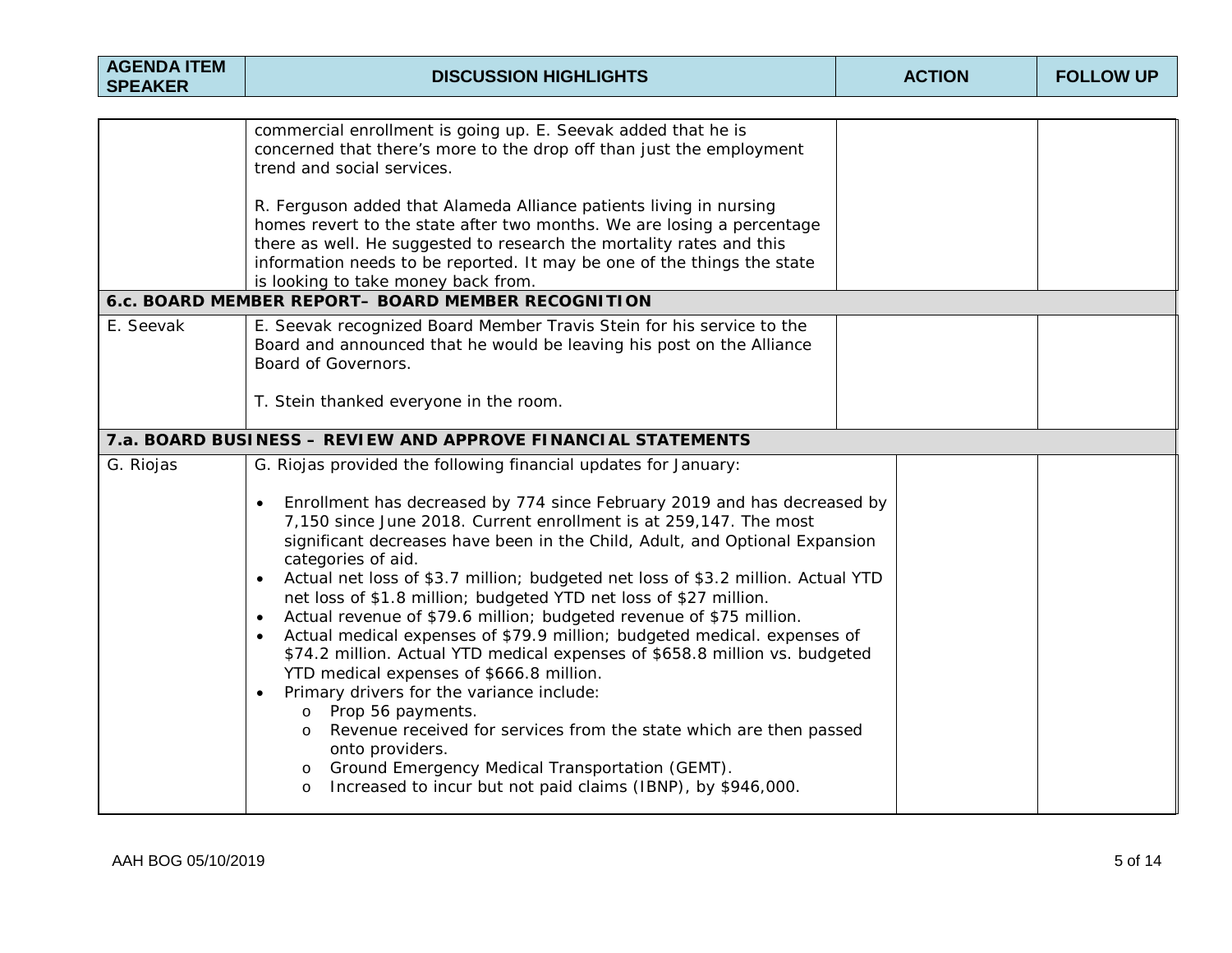| AGENDA ITEM SPEAKER | DISCUSSION HIGHLIGHTS | ACTION | FOLLOW UP |
|---|---|---|---|
| | commercial enrollment is going up. E. Seevak added that he is concerned that there's more to the drop off than just the employment trend and social services.<br><br>R. Ferguson added that Alameda Alliance patients living in nursing homes revert to the state after two months. We are losing a percentage there as well. He suggested to research the mortality rates and this information needs to be reported. It may be one of the things the state is looking to take money back from. | | |
| **6.c. BOARD MEMBER REPORT– BOARD MEMBER RECOGNITION** | | | |
| E. Seevak | E. Seevak recognized Board Member Travis Stein for his service to the Board and announced that he would be leaving his post on the Alliance Board of Governors.<br><br>T. Stein thanked everyone in the room. | | |
| **7.a. BOARD BUSINESS – REVIEW AND APPROVE FINANCIAL STATEMENTS** | | | |
| G. Riojas | G. Riojas provided the following financial updates for January:<br><br>• Enrollment has decreased by 774 since February 2019 and has decreased by 7,150 since June 2018. Current enrollment is at 259,147. The most significant decreases have been in the Child, Adult, and Optional Expansion categories of aid.<br>• Actual net loss of $3.7 million; budgeted net loss of $3.2 million. Actual YTD net loss of $1.8 million; budgeted YTD net loss of $27 million.<br>• Actual revenue of $79.6 million; budgeted revenue of $75 million.<br>• Actual medical expenses of $79.9 million; budgeted medical. expenses of $74.2 million. Actual YTD medical expenses of $658.8 million vs. budgeted YTD medical expenses of $666.8 million.<br>• Primary drivers for the variance include:<br>  o Prop 56 payments.<br>  o Revenue received for services from the state which are then passed onto providers.<br>  o Ground Emergency Medical Transportation (GEMT).<br>  o Increased to incur but not paid claims (IBNP), by $946,000. | | |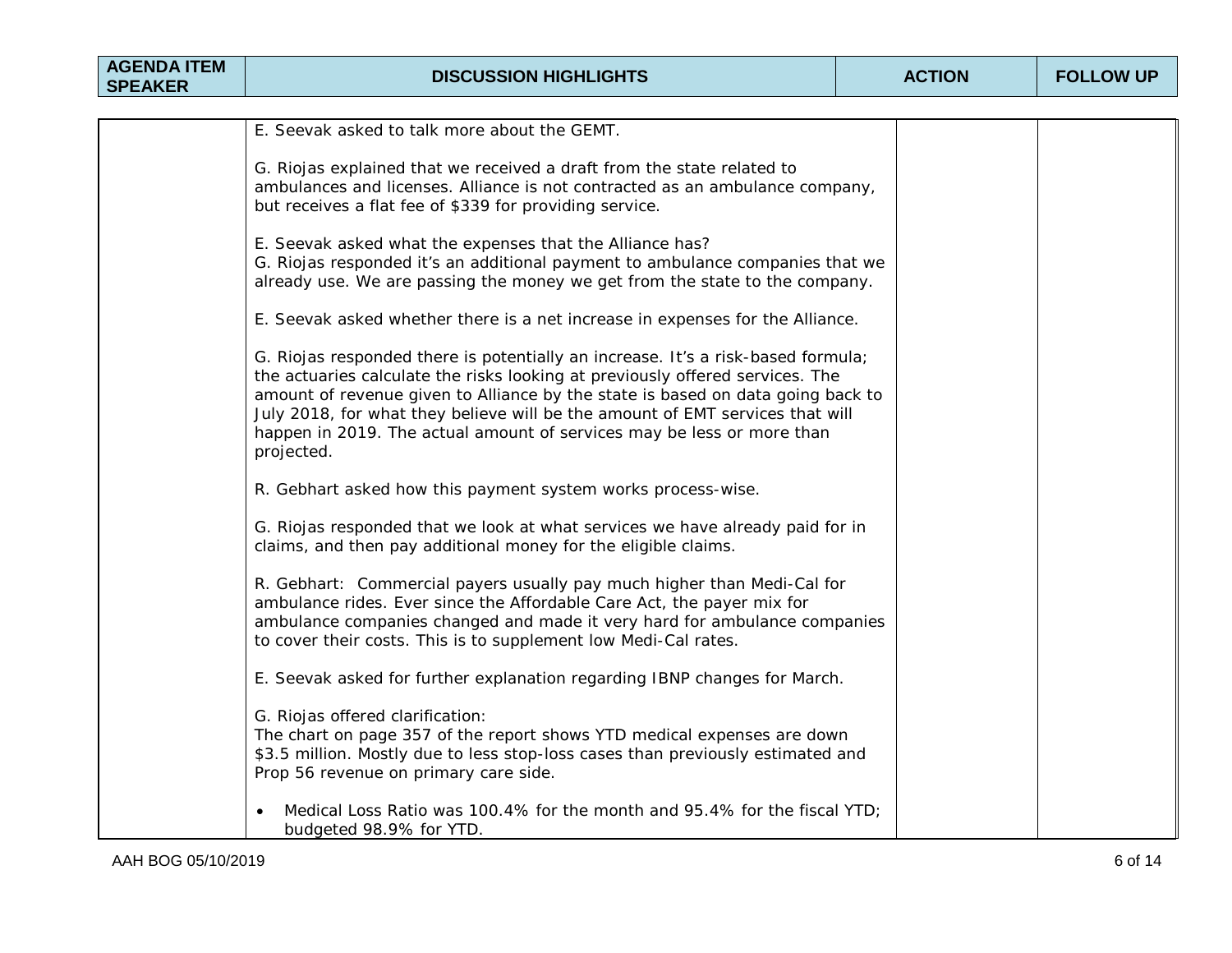| AGENDA ITEM SPEAKER | DISCUSSION HIGHLIGHTS | ACTION | FOLLOW UP |
|---|---|---|---|
| | E. Seevak asked to talk more about the GEMT.<br><br>G. Riojas explained that we received a draft from the state related to ambulances and licenses. Alliance is not contracted as an ambulance company, but receives a flat fee of $339 for providing service.<br><br>E. Seevak asked what the expenses that the Alliance has?<br>G. Riojas responded it's an additional payment to ambulance companies that we already use. We are passing the money we get from the state to the company.<br><br>E. Seevak asked whether there is a net increase in expenses for the Alliance.<br><br>G. Riojas responded there is potentially an increase. It's a risk-based formula; the actuaries calculate the risks looking at previously offered services. The amount of revenue given to Alliance by the state is based on data going back to July 2018, for what they believe will be the amount of EMT services that will happen in 2019. The actual amount of services may be less or more than projected.<br><br>R. Gebhart asked how this payment system works process-wise.<br><br>G. Riojas responded that we look at what services we have already paid for in claims, and then pay additional money for the eligible claims.<br><br>R. Gebhart: Commercial payers usually pay much higher than Medi-Cal for ambulance rides. Ever since the Affordable Care Act, the payer mix for ambulance companies changed and made it very hard for ambulance companies to cover their costs. This is to supplement low Medi-Cal rates.<br><br>E. Seevak asked for further explanation regarding IBNP changes for March.<br><br>G. Riojas offered clarification:<br>The chart on page 357 of the report shows YTD medical expenses are down $3.5 million. Mostly due to less stop-loss cases than previously estimated and Prop 56 revenue on primary care side.<br><br>• Medical Loss Ratio was 100.4% for the month and 95.4% for the fiscal YTD; budgeted 98.9% for YTD. | | |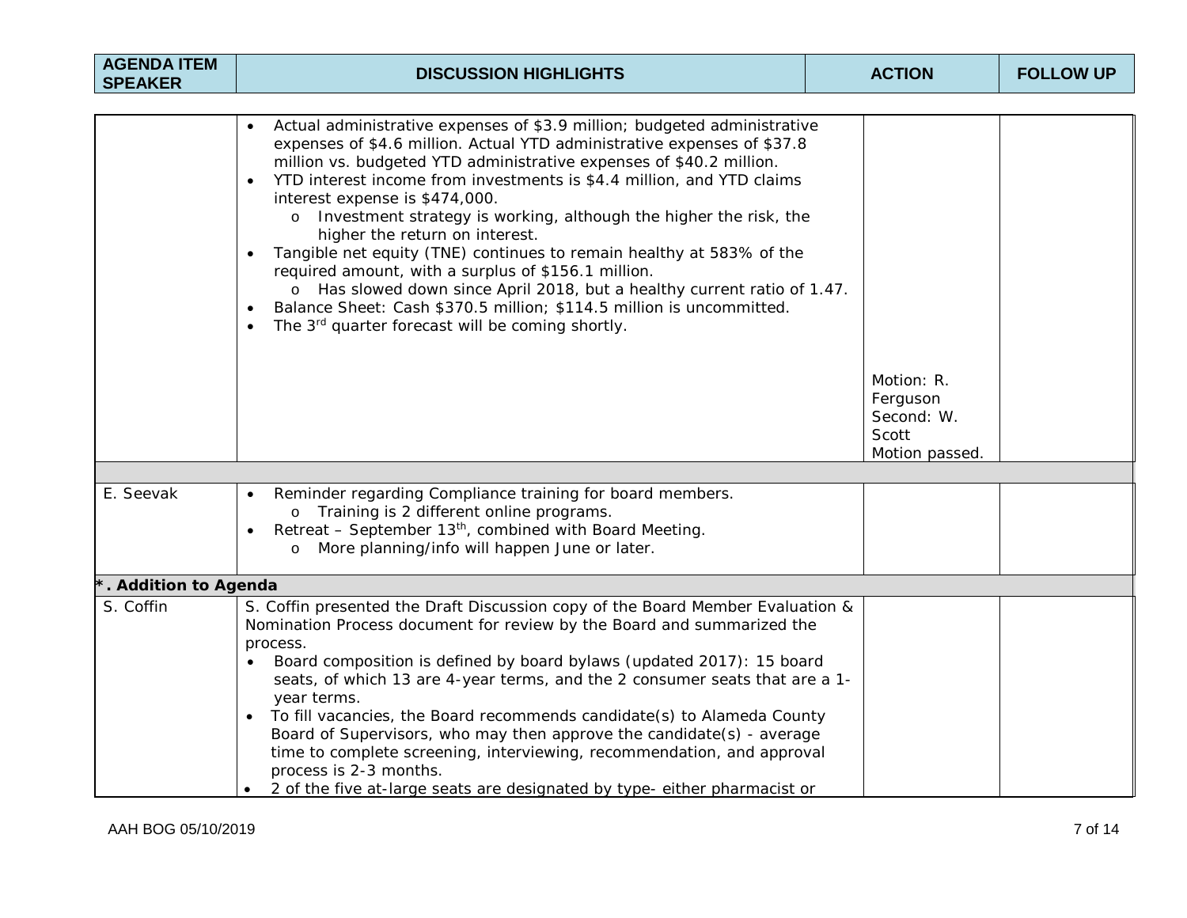| AGENDA ITEM SPEAKER | DISCUSSION HIGHLIGHTS | ACTION | FOLLOW UP |
|---|---|---|---|
| | • Actual administrative expenses of $3.9 million; budgeted administrative expenses of $4.6 million. Actual YTD administrative expenses of $37.8 million vs. budgeted YTD administrative expenses of $40.2 million.<br>• YTD interest income from investments is $4.4 million, and YTD claims interest expense is $474,000.<br>  o Investment strategy is working, although the higher the risk, the higher the return on interest.<br>• Tangible net equity (TNE) continues to remain healthy at 583% of the required amount, with a surplus of $156.1 million.<br>  o Has slowed down since April 2018, but a healthy current ratio of 1.47.<br>• Balance Sheet: Cash $370.5 million; $114.5 million is uncommitted.<br>• The 3rd quarter forecast will be coming shortly. | Motion: R. Ferguson<br>Second: W. Scott<br>Motion passed. | |
| | | | |
| E. Seevak | • Reminder regarding Compliance training for board members.<br>  o Training is 2 different online programs.<br>• Retreat – September 13th, combined with Board Meeting.<br>  o More planning/info will happen June or later. | | |
| **\*. Addition to Agenda** | | | |
| S. Coffin | S. Coffin presented the Draft Discussion copy of the Board Member Evaluation & Nomination Process document for review by the Board and summarized the process.<br>• Board composition is defined by board bylaws (updated 2017): 15 board seats, of which 13 are 4-year terms, and the 2 consumer seats that are a 1-year terms.<br>• To fill vacancies, the Board recommends candidate(s) to Alameda County Board of Supervisors, who may then approve the candidate(s) - average time to complete screening, interviewing, recommendation, and approval process is 2-3 months.<br>• 2 of the five at-large seats are designated by type- either pharmacist or | | |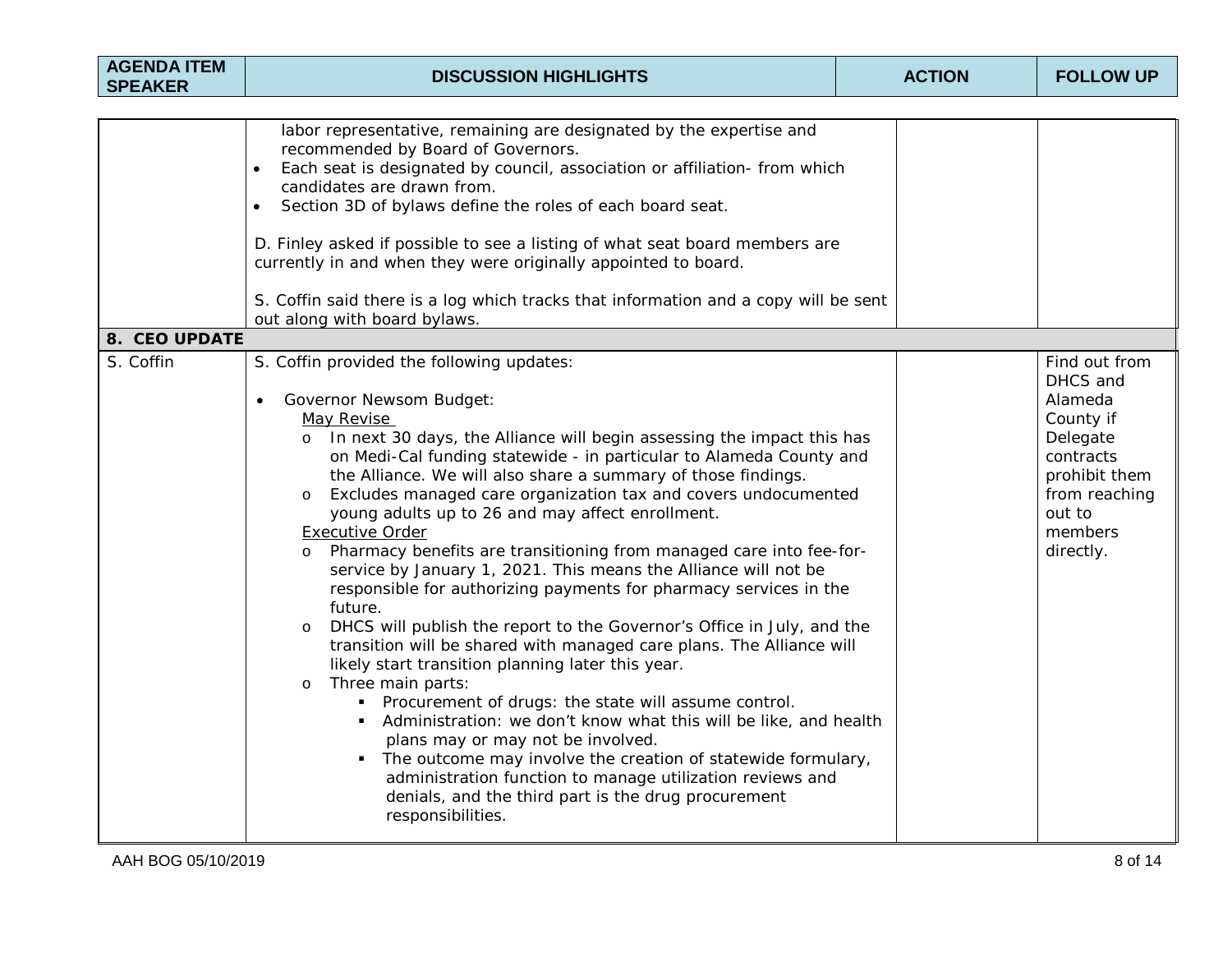| AGENDA ITEM SPEAKER | DISCUSSION HIGHLIGHTS | ACTION | FOLLOW UP |
|---|---|---|---|
| | labor representative, remaining are designated by the expertise and recommended by Board of Governors.<br>• Each seat is designated by council, association or affiliation- from which candidates are drawn from.<br>• Section 3D of bylaws define the roles of each board seat.<br><br>D. Finley asked if possible to see a listing of what seat board members are currently in and when they were originally appointed to board.<br><br>S. Coffin said there is a log which tracks that information and a copy will be sent out along with board bylaws. | | |
| **8. CEO UPDATE** | | | |
| S. Coffin | S. Coffin provided the following updates:<br><br>• Governor Newsom Budget:<br>May Revise<br>o In next 30 days, the Alliance will begin assessing the impact this has on Medi-Cal funding statewide - in particular to Alameda County and the Alliance. We will also share a summary of those findings.<br>o Excludes managed care organization tax and covers undocumented young adults up to 26 and may affect enrollment.<br>Executive Order<br>o Pharmacy benefits are transitioning from managed care into fee-for-service by January 1, 2021. This means the Alliance will not be responsible for authorizing payments for pharmacy services in the future.<br>o DHCS will publish the report to the Governor's Office in July, and the transition will be shared with managed care plans. The Alliance will likely start transition planning later this year.<br>o Three main parts:<br>▪ Procurement of drugs: the state will assume control.<br>▪ Administration: we don't know what this will be like, and health plans may or may not be involved.<br>▪ The outcome may involve the creation of statewide formulary, administration function to manage utilization reviews and denials, and the third part is the drug procurement responsibilities. | | Find out from DHCS and Alameda County if Delegate contracts prohibit them from reaching out to members directly. |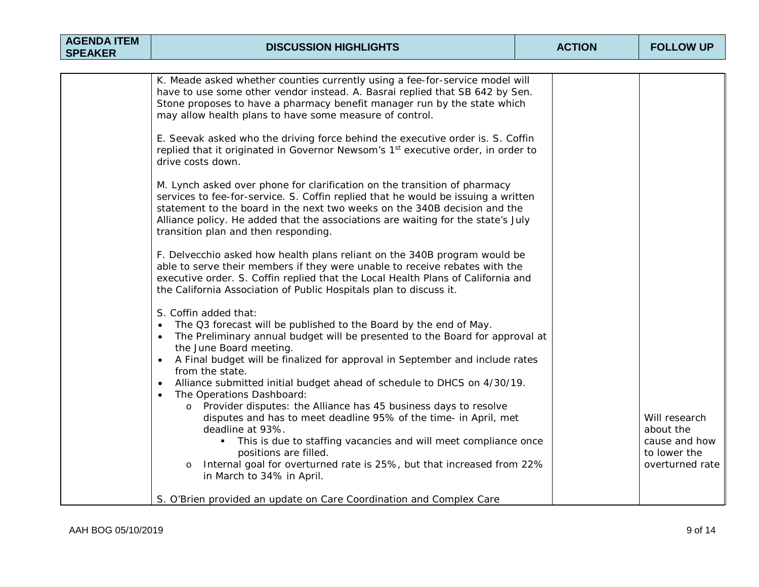| AGENDA ITEM SPEAKER | DISCUSSION HIGHLIGHTS | ACTION | FOLLOW UP |
|---|---|---|---|
| | K. Meade asked whether counties currently using a fee-for-service model will have to use some other vendor instead. A. Basrai replied that SB 642 by Sen. Stone proposes to have a pharmacy benefit manager run by the state which may allow health plans to have some measure of control.<br><br>E. Seevak asked who the driving force behind the executive order is. S. Coffin replied that it originated in Governor Newsom's 1st executive order, in order to drive costs down.<br><br>M. Lynch asked over phone for clarification on the transition of pharmacy services to fee-for-service. S. Coffin replied that he would be issuing a written statement to the board in the next two weeks on the 340B decision and the Alliance policy. He added that the associations are waiting for the state's July transition plan and then responding.<br><br>F. Delvecchio asked how health plans reliant on the 340B program would be able to serve their members if they were unable to receive rebates with the executive order. S. Coffin replied that the Local Health Plans of California and the California Association of Public Hospitals plan to discuss it.<br><br>S. Coffin added that:<br>• The Q3 forecast will be published to the Board by the end of May.<br>• The Preliminary annual budget will be presented to the Board for approval at the June Board meeting.<br>• A Final budget will be finalized for approval in September and include rates from the state.<br>• Alliance submitted initial budget ahead of schedule to DHCS on 4/30/19.<br>• The Operations Dashboard:<br>&nbsp;&nbsp;o Provider disputes: the Alliance has 45 business days to resolve disputes and has to meet deadline 95% of the time- in April, met deadline at 93%.<br>&nbsp;&nbsp;&nbsp;&nbsp;▪ This is due to staffing vacancies and will meet compliance once positions are filled.<br>&nbsp;&nbsp;o Internal goal for overturned rate is 25%, but that increased from 22% in March to 34% in April.<br><br>S. O'Brien provided an update on Care Coordination and Complex Care | | Will research about the cause and how to lower the overturned rate |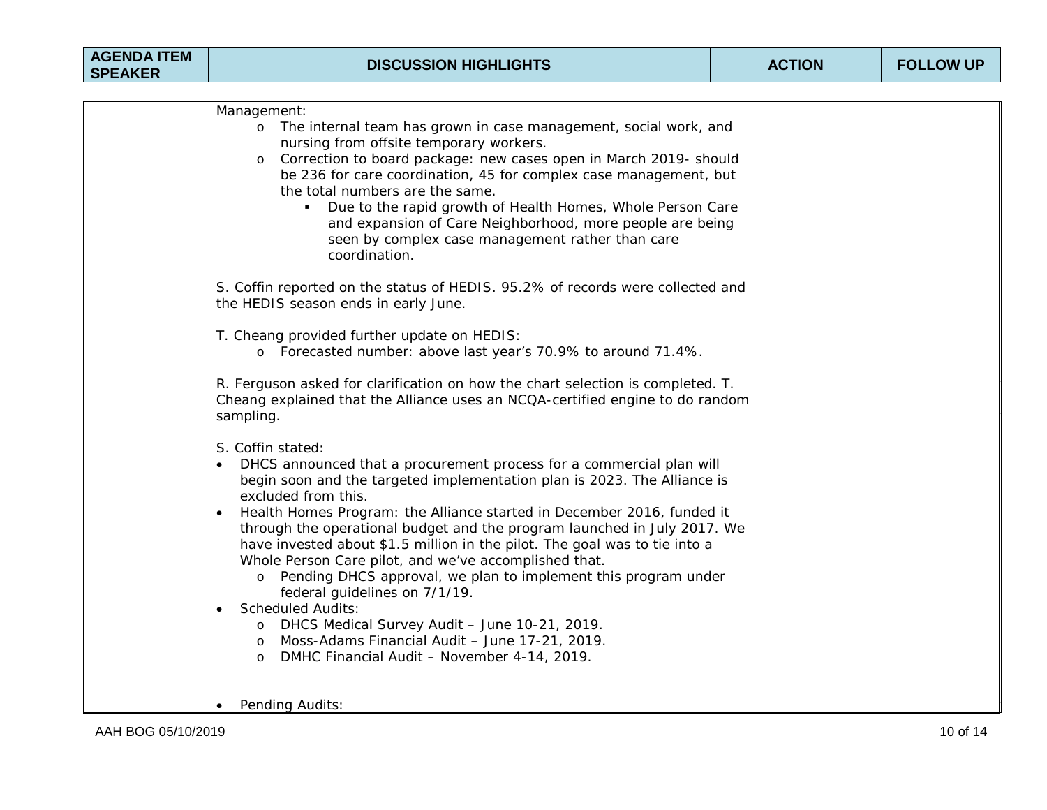| AGENDA ITEM SPEAKER | DISCUSSION HIGHLIGHTS | ACTION | FOLLOW UP |
|---|---|---|---|
| | Management:<br>o The internal team has grown in case management, social work, and nursing from offsite temporary workers.<br>o Correction to board package: new cases open in March 2019- should be 236 for care coordination, 45 for complex case management, but the total numbers are the same.<br>▪ Due to the rapid growth of Health Homes, Whole Person Care and expansion of Care Neighborhood, more people are being seen by complex case management rather than care coordination.<br><br>S. Coffin reported on the status of HEDIS. 95.2% of records were collected and the HEDIS season ends in early June.<br><br>T. Cheang provided further update on HEDIS:<br>o Forecasted number: above last year's 70.9% to around 71.4%.<br><br>R. Ferguson asked for clarification on how the chart selection is completed. T. Cheang explained that the Alliance uses an NCQA-certified engine to do random sampling.<br><br>S. Coffin stated:<br>• DHCS announced that a procurement process for a commercial plan will begin soon and the targeted implementation plan is 2023. The Alliance is excluded from this.<br>• Health Homes Program: the Alliance started in December 2016, funded it through the operational budget and the program launched in July 2017. We have invested about $1.5 million in the pilot. The goal was to tie into a Whole Person Care pilot, and we've accomplished that.<br>o Pending DHCS approval, we plan to implement this program under federal guidelines on 7/1/19.<br>• Scheduled Audits:<br>o DHCS Medical Survey Audit – June 10-21, 2019.<br>o Moss-Adams Financial Audit – June 17-21, 2019.<br>o DMHC Financial Audit – November 4-14, 2019.<br><br>• Pending Audits: | | |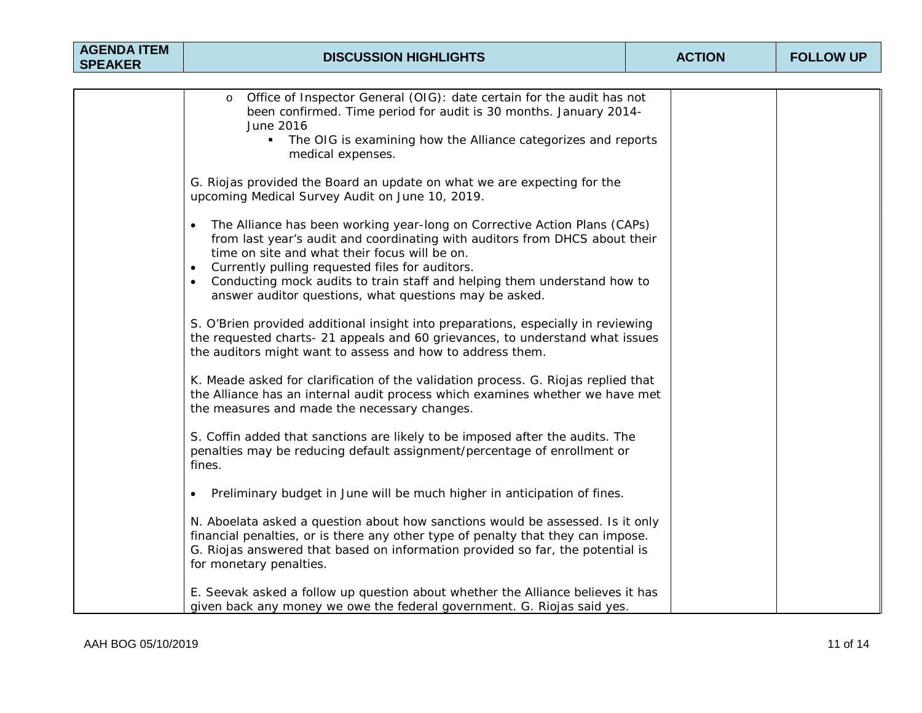| AGENDA ITEM SPEAKER | DISCUSSION HIGHLIGHTS | ACTION | FOLLOW UP |
|---|---|---|---|
| | o Office of Inspector General (OIG): date certain for the audit has not been confirmed. Time period for audit is 30 months. January 2014-June 2016<br>▪ The OIG is examining how the Alliance categorizes and reports medical expenses.<br><br>G. Riojas provided the Board an update on what we are expecting for the upcoming Medical Survey Audit on June 10, 2019.<br><br>• The Alliance has been working year-long on Corrective Action Plans (CAPs) from last year's audit and coordinating with auditors from DHCS about their time on site and what their focus will be on.<br>• Currently pulling requested files for auditors.<br>• Conducting mock audits to train staff and helping them understand how to answer auditor questions, what questions may be asked.<br><br>S. O'Brien provided additional insight into preparations, especially in reviewing the requested charts- 21 appeals and 60 grievances, to understand what issues the auditors might want to assess and how to address them.<br><br>K. Meade asked for clarification of the validation process. G. Riojas replied that the Alliance has an internal audit process which examines whether we have met the measures and made the necessary changes.<br><br>S. Coffin added that sanctions are likely to be imposed after the audits. The penalties may be reducing default assignment/percentage of enrollment or fines.<br><br>• Preliminary budget in June will be much higher in anticipation of fines.<br><br>N. Aboelata asked a question about how sanctions would be assessed. Is it only financial penalties, or is there any other type of penalty that they can impose. G. Riojas answered that based on information provided so far, the potential is for monetary penalties.<br><br>E. Seevak asked a follow up question about whether the Alliance believes it has given back any money we owe the federal government. G. Riojas said yes. | | |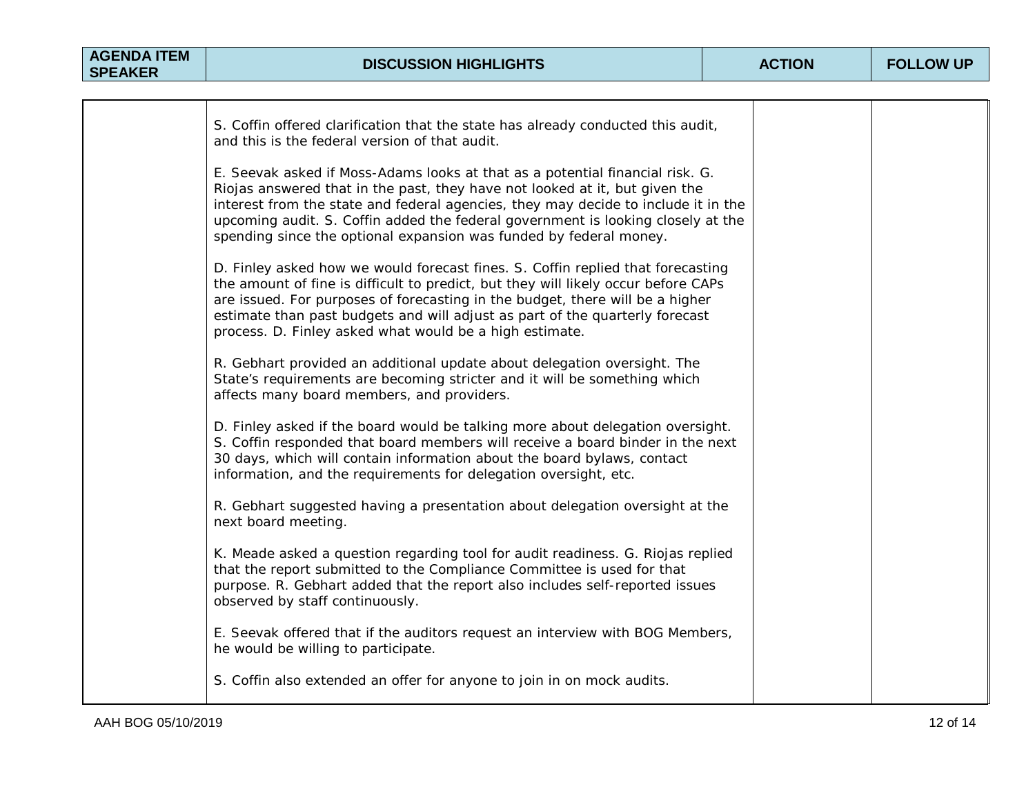| AGENDA ITEM SPEAKER | DISCUSSION HIGHLIGHTS | ACTION | FOLLOW UP |
|---|---|---|---|
| | S. Coffin offered clarification that the state has already conducted this audit, and this is the federal version of that audit.<br><br>E. Seevak asked if Moss-Adams looks at that as a potential financial risk. G. Riojas answered that in the past, they have not looked at it, but given the interest from the state and federal agencies, they may decide to include it in the upcoming audit. S. Coffin added the federal government is looking closely at the spending since the optional expansion was funded by federal money.<br><br>D. Finley asked how we would forecast fines. S. Coffin replied that forecasting the amount of fine is difficult to predict, but they will likely occur before CAPs are issued. For purposes of forecasting in the budget, there will be a higher estimate than past budgets and will adjust as part of the quarterly forecast process. D. Finley asked what would be a high estimate.<br><br>R. Gebhart provided an additional update about delegation oversight. The State's requirements are becoming stricter and it will be something which affects many board members, and providers.<br><br>D. Finley asked if the board would be talking more about delegation oversight. S. Coffin responded that board members will receive a board binder in the next 30 days, which will contain information about the board bylaws, contact information, and the requirements for delegation oversight, etc.<br><br>R. Gebhart suggested having a presentation about delegation oversight at the next board meeting.<br><br>K. Meade asked a question regarding tool for audit readiness. G. Riojas replied that the report submitted to the Compliance Committee is used for that purpose. R. Gebhart added that the report also includes self-reported issues observed by staff continuously.<br><br>E. Seevak offered that if the auditors request an interview with BOG Members, he would be willing to participate.<br><br>S. Coffin also extended an offer for anyone to join in on mock audits. | | |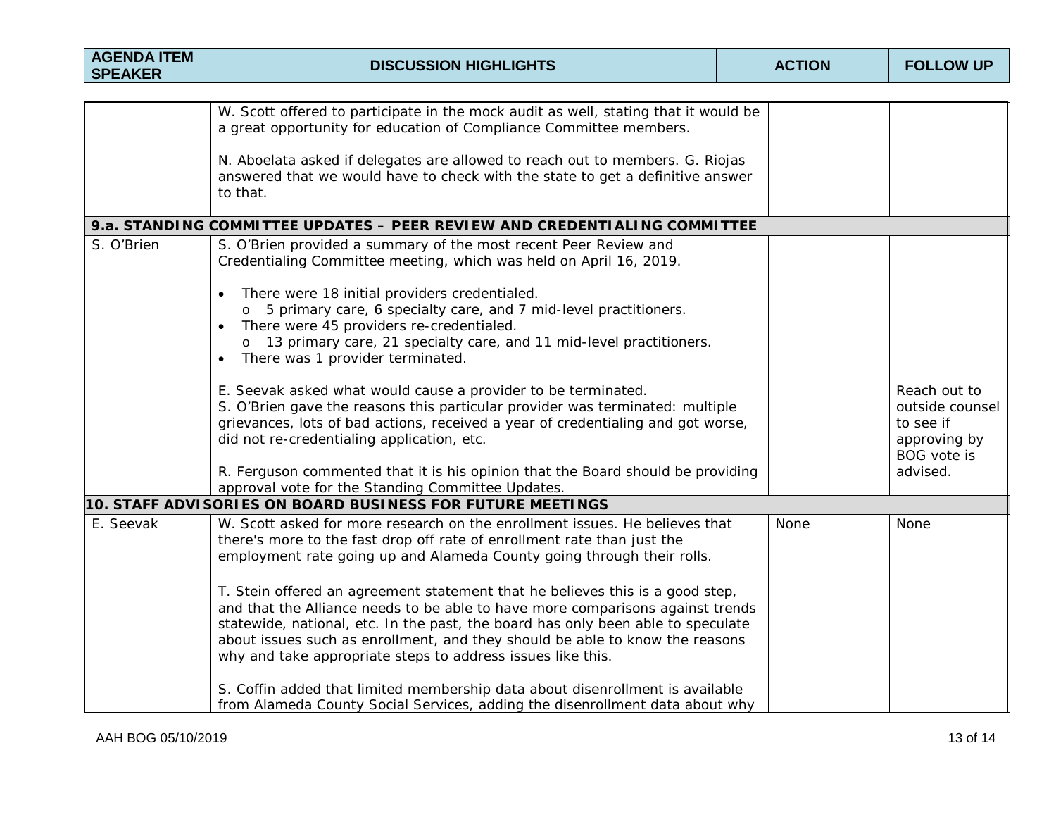| AGENDA ITEM SPEAKER | DISCUSSION HIGHLIGHTS | ACTION | FOLLOW UP |
|---|---|---|---|
| | W. Scott offered to participate in the mock audit as well, stating that it would be a great opportunity for education of Compliance Committee members.<br><br>N. Aboelata asked if delegates are allowed to reach out to members. G. Riojas answered that we would have to check with the state to get a definitive answer to that. | | |
| **9.a. STANDING COMMITTEE UPDATES – PEER REVIEW AND CREDENTIALING COMMITTEE** | | | |
| S. O'Brien | S. O'Brien provided a summary of the most recent Peer Review and Credentialing Committee meeting, which was held on April 16, 2019.<br><br>• There were 18 initial providers credentialed.<br>  o 5 primary care, 6 specialty care, and 7 mid-level practitioners.<br>• There were 45 providers re-credentialed.<br>  o 13 primary care, 21 specialty care, and 11 mid-level practitioners.<br>• There was 1 provider terminated.<br><br>E. Seevak asked what would cause a provider to be terminated.<br>S. O'Brien gave the reasons this particular provider was terminated: multiple grievances, lots of bad actions, received a year of credentialing and got worse, did not re-credentialing application, etc.<br><br>R. Ferguson commented that it is his opinion that the Board should be providing approval vote for the Standing Committee Updates. | | Reach out to outside counsel to see if approving by BOG vote is advised. |
| **10. STAFF ADVISORIES ON BOARD BUSINESS FOR FUTURE MEETINGS** | | | |
| E. Seevak | W. Scott asked for more research on the enrollment issues. He believes that there's more to the fast drop off rate of enrollment rate than just the employment rate going up and Alameda County going through their rolls.<br><br>T. Stein offered an agreement statement that he believes this is a good step, and that the Alliance needs to be able to have more comparisons against trends statewide, national, etc. In the past, the board has only been able to speculate about issues such as enrollment, and they should be able to know the reasons why and take appropriate steps to address issues like this.<br><br>S. Coffin added that limited membership data about disenrollment is available from Alameda County Social Services, adding the disenrollment data about why | None | None |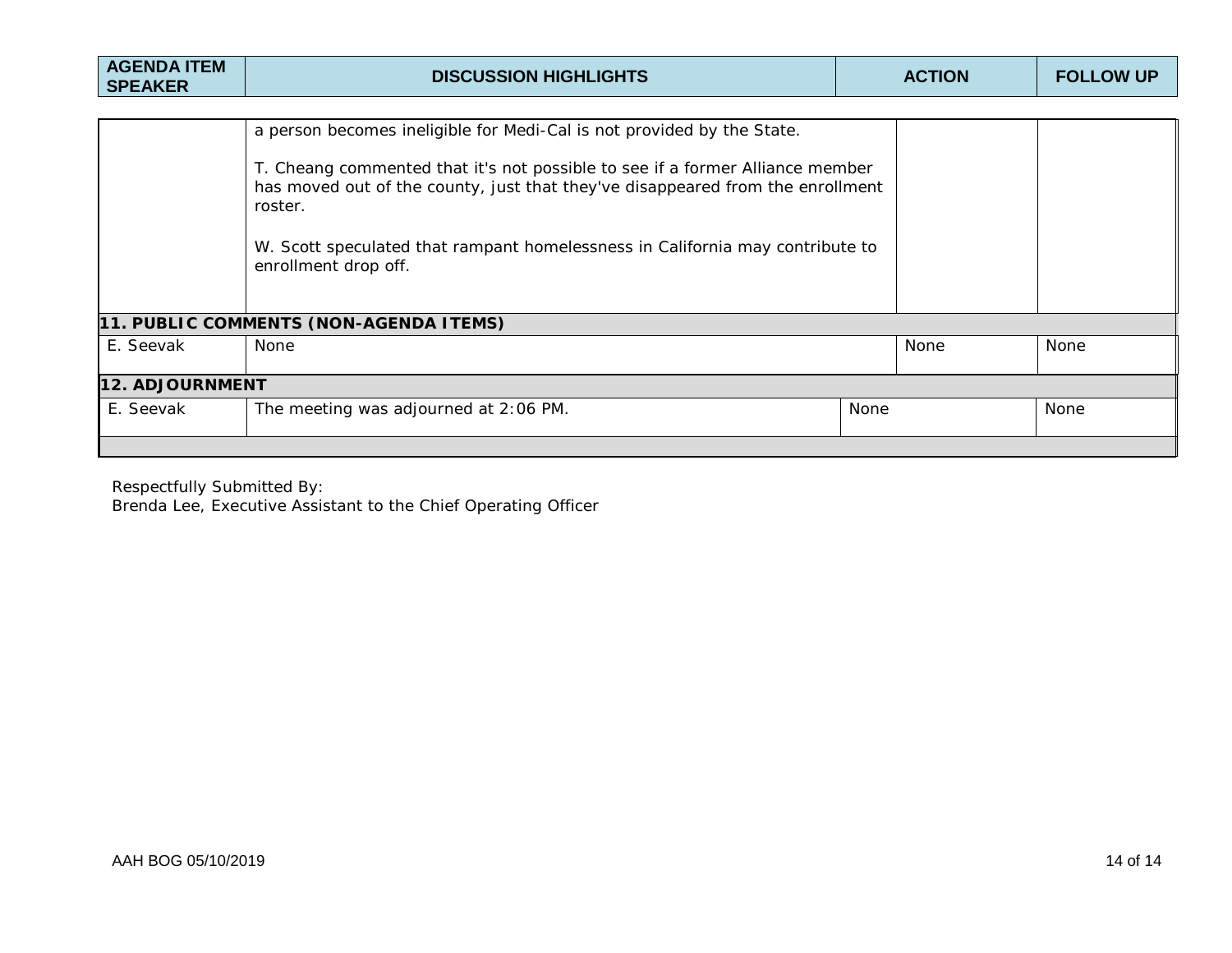| AGENDA ITEM SPEAKER | DISCUSSION HIGHLIGHTS | ACTION | FOLLOW UP |
|---|---|---|---|
| | a person becomes ineligible for Medi-Cal is not provided by the State.<br><br>T. Cheang commented that it's not possible to see if a former Alliance member has moved out of the county, just that they've disappeared from the enrollment roster.<br><br>W. Scott speculated that rampant homelessness in California may contribute to enrollment drop off. | | |
| **11. PUBLIC COMMENTS (NON-AGENDA ITEMS)** | | | |
| E. Seevak | None | None | None |
| **12. ADJOURNMENT** | | | |
| E. Seevak | The meeting was adjourned at 2:06 PM. | None | None |

Respectfully Submitted By:
Brenda Lee, Executive Assistant to the Chief Operating Officer